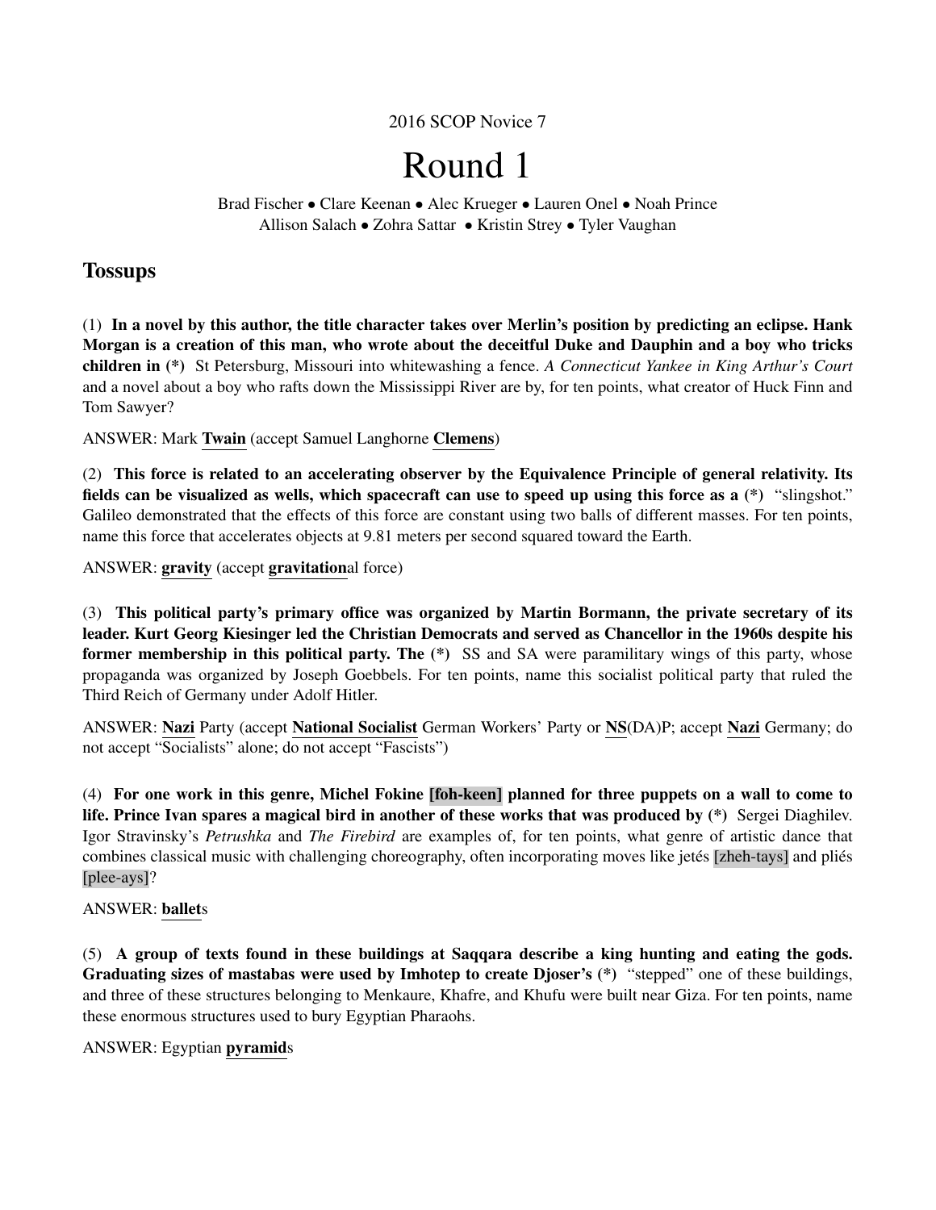2016 SCOP Novice 7

# Round 1

Brad Fischer • Clare Keenan • Alec Krueger • Lauren Onel • Noah Prince
Allison Salach • Zohra Sattar • Kristin Strey • Tyler Vaughan

## Tossups

(1) **In a novel by this author, the title character takes over Merlin's position by predicting an eclipse. Hank Morgan is a creation of this man, who wrote about the deceitful Duke and Dauphin and a boy who tricks children in (\*)** St Petersburg, Missouri into whitewashing a fence. *A Connecticut Yankee in King Arthur's Court* and a novel about a boy who rafts down the Mississippi River are by, for ten points, what creator of Huck Finn and Tom Sawyer?

ANSWER: Mark **Twain** (accept Samuel Langhorne **Clemens**)

(2) **This force is related to an accelerating observer by the Equivalence Principle of general relativity. Its fields can be visualized as wells, which spacecraft can use to speed up using this force as a (\*)** "slingshot." Galileo demonstrated that the effects of this force are constant using two balls of different masses. For ten points, name this force that accelerates objects at 9.81 meters per second squared toward the Earth.

ANSWER: **gravity** (accept **gravitation**al force)

(3) **This political party's primary office was organized by Martin Bormann, the private secretary of its leader. Kurt Georg Kiesinger led the Christian Democrats and served as Chancellor in the 1960s despite his former membership in this political party. The (\*)** SS and SA were paramilitary wings of this party, whose propaganda was organized by Joseph Goebbels. For ten points, name this socialist political party that ruled the Third Reich of Germany under Adolf Hitler.

ANSWER: **Nazi** Party (accept **National Socialist** German Workers' Party or **NS**(DA)P; accept **Nazi** Germany; do not accept "Socialists" alone; do not accept "Fascists")

(4) **For one work in this genre, Michel Fokine [foh-keen] planned for three puppets on a wall to come to life. Prince Ivan spares a magical bird in another of these works that was produced by (\*)** Sergei Diaghilev. Igor Stravinsky's *Petrushka* and *The Firebird* are examples of, for ten points, what genre of artistic dance that combines classical music with challenging choreography, often incorporating moves like jetés [zheh-tays] and pliés [plee-ays]?

ANSWER: **ballet**s

(5) **A group of texts found in these buildings at Saqqara describe a king hunting and eating the gods. Graduating sizes of mastabas were used by Imhotep to create Djoser's (\*)** "stepped" one of these buildings, and three of these structures belonging to Menkaure, Khafre, and Khufu were built near Giza. For ten points, name these enormous structures used to bury Egyptian Pharaohs.

ANSWER: Egyptian **pyramid**s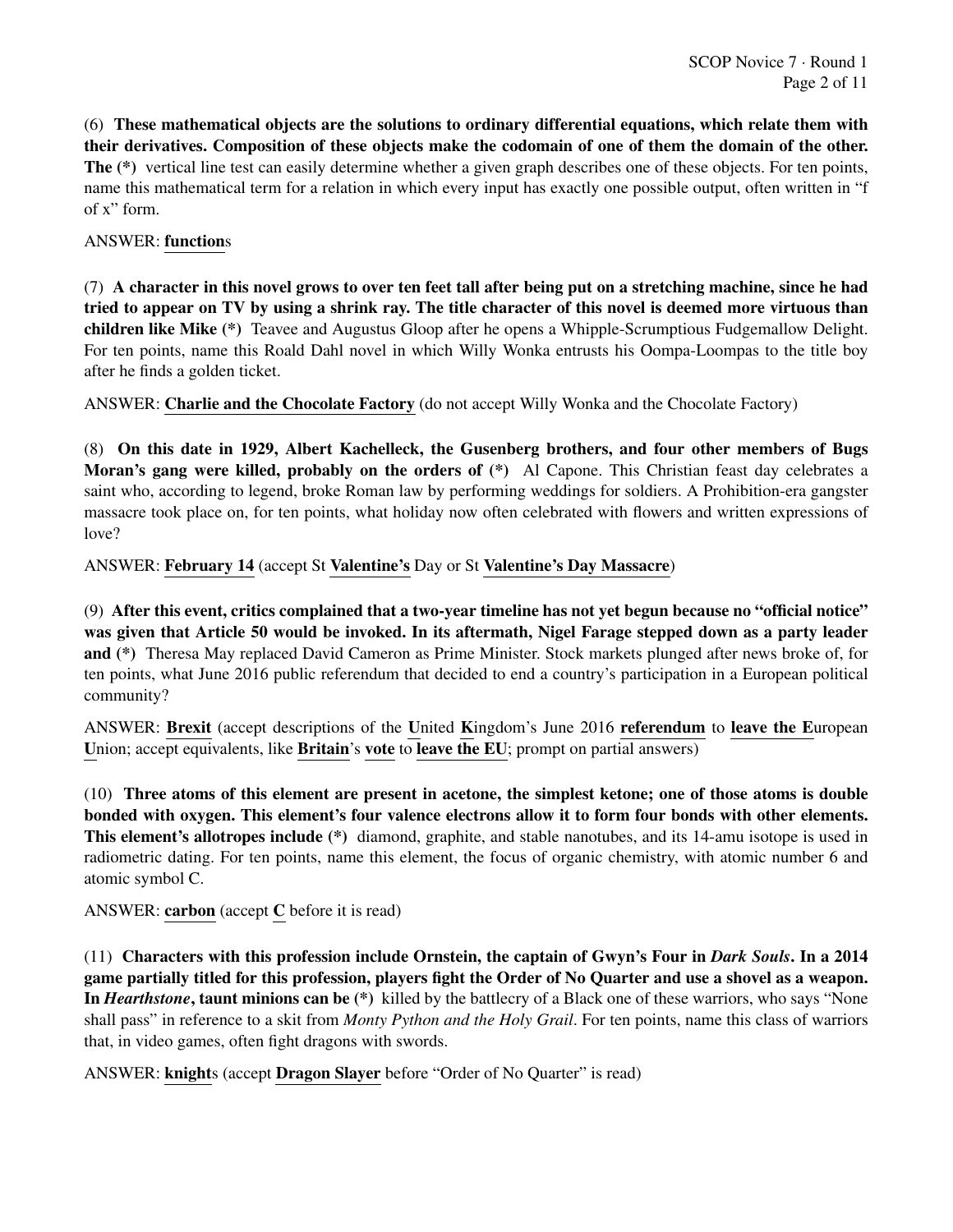(6) **These mathematical objects are the solutions to ordinary differential equations, which relate them with their derivatives. Composition of these objects make the codomain of one of them the domain of the other. The (*)** vertical line test can easily determine whether a given graph describes one of these objects. For ten points, name this mathematical term for a relation in which every input has exactly one possible output, often written in "f of x" form.

ANSWER: **function**s

(7) **A character in this novel grows to over ten feet tall after being put on a stretching machine, since he had tried to appear on TV by using a shrink ray. The title character of this novel is deemed more virtuous than children like Mike (*)** Teavee and Augustus Gloop after he opens a Whipple-Scrumptious Fudgemallow Delight. For ten points, name this Roald Dahl novel in which Willy Wonka entrusts his Oompa-Loompas to the title boy after he finds a golden ticket.

ANSWER: **Charlie and the Chocolate Factory** (do not accept Willy Wonka and the Chocolate Factory)

(8) **On this date in 1929, Albert Kachelleck, the Gusenberg brothers, and four other members of Bugs Moran's gang were killed, probably on the orders of (*)** Al Capone. This Christian feast day celebrates a saint who, according to legend, broke Roman law by performing weddings for soldiers. A Prohibition-era gangster massacre took place on, for ten points, what holiday now often celebrated with flowers and written expressions of love?

ANSWER: **February 14** (accept St **Valentine's** Day or St **Valentine's Day Massacre**)

(9) **After this event, critics complained that a two-year timeline has not yet begun because no "official notice" was given that Article 50 would be invoked. In its aftermath, Nigel Farage stepped down as a party leader and (*)** Theresa May replaced David Cameron as Prime Minister. Stock markets plunged after news broke of, for ten points, what June 2016 public referendum that decided to end a country's participation in a European political community?

ANSWER: **Brexit** (accept descriptions of the **U**nited **K**ingdom's June 2016 **referendum** to **leave the E**uropean **U**nion; accept equivalents, like **Britain**'s **vote** to **leave the EU**; prompt on partial answers)

(10) **Three atoms of this element are present in acetone, the simplest ketone; one of those atoms is double bonded with oxygen. This element's four valence electrons allow it to form four bonds with other elements. This element's allotropes include (*)** diamond, graphite, and stable nanotubes, and its 14-amu isotope is used in radiometric dating. For ten points, name this element, the focus of organic chemistry, with atomic number 6 and atomic symbol C.

ANSWER: **carbon** (accept **C** before it is read)

(11) **Characters with this profession include Ornstein, the captain of Gwyn's Four in *Dark Souls*. In a 2014 game partially titled for this profession, players fight the Order of No Quarter and use a shovel as a weapon. In *Hearthstone*, taunt minions can be (*)** killed by the battlecry of a Black one of these warriors, who says "None shall pass" in reference to a skit from *Monty Python and the Holy Grail*. For ten points, name this class of warriors that, in video games, often fight dragons with swords.

ANSWER: **knight**s (accept **Dragon Slayer** before "Order of No Quarter" is read)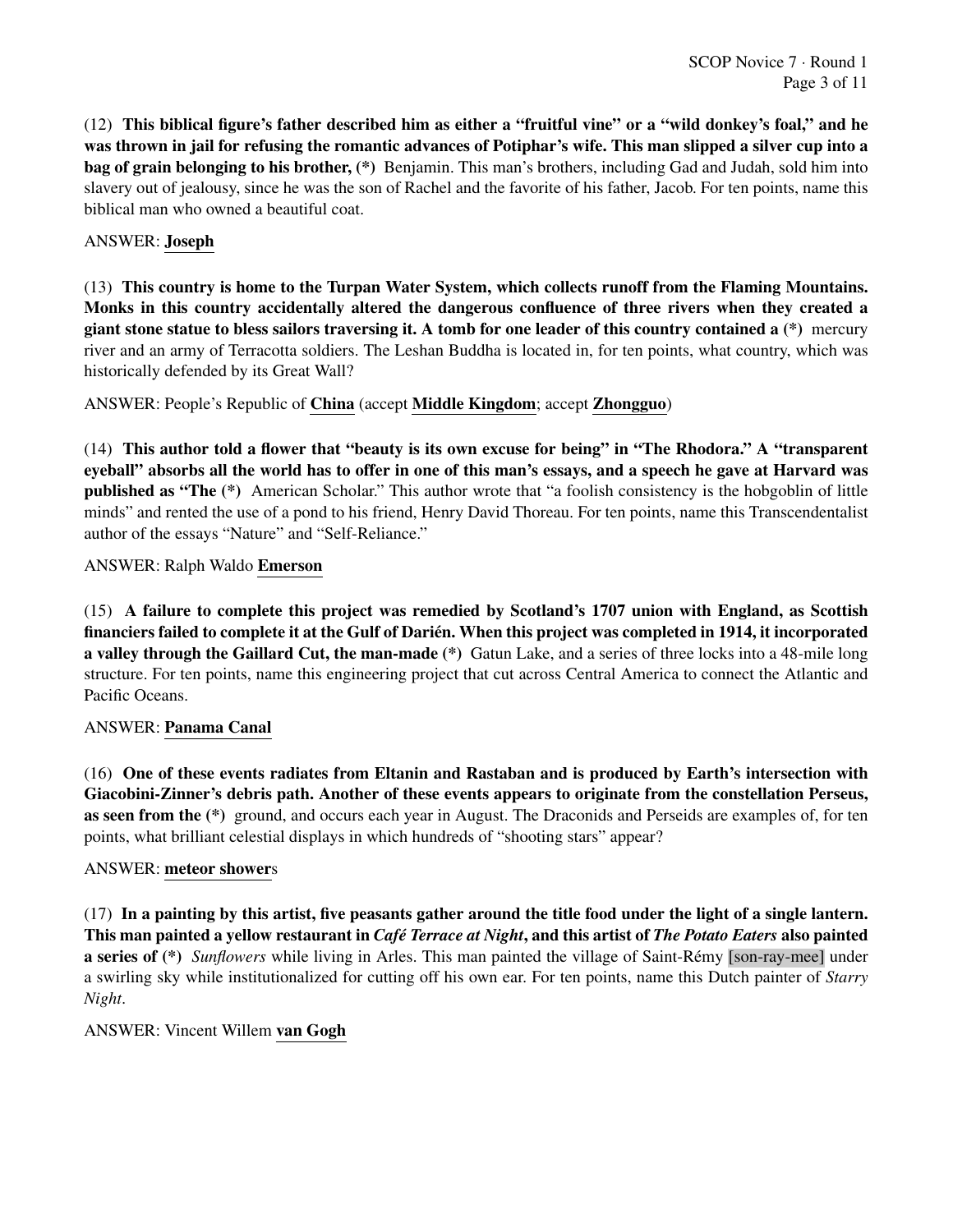(12) **This biblical figure's father described him as either a "fruitful vine" or a "wild donkey's foal," and he was thrown in jail for refusing the romantic advances of Potiphar's wife. This man slipped a silver cup into a bag of grain belonging to his brother, (*)** Benjamin. This man's brothers, including Gad and Judah, sold him into slavery out of jealousy, since he was the son of Rachel and the favorite of his father, Jacob. For ten points, name this biblical man who owned a beautiful coat.

ANSWER: **Joseph**

(13) **This country is home to the Turpan Water System, which collects runoff from the Flaming Mountains. Monks in this country accidentally altered the dangerous confluence of three rivers when they created a giant stone statue to bless sailors traversing it. A tomb for one leader of this country contained a (*)** mercury river and an army of Terracotta soldiers. The Leshan Buddha is located in, for ten points, what country, which was historically defended by its Great Wall?

ANSWER: People's Republic of **China** (accept **Middle Kingdom**; accept **Zhongguo**)

(14) **This author told a flower that "beauty is its own excuse for being" in "The Rhodora." A "transparent eyeball" absorbs all the world has to offer in one of this man's essays, and a speech he gave at Harvard was published as "The (*)** American Scholar." This author wrote that "a foolish consistency is the hobgoblin of little minds" and rented the use of a pond to his friend, Henry David Thoreau. For ten points, name this Transcendentalist author of the essays "Nature" and "Self-Reliance."

ANSWER: Ralph Waldo **Emerson**

(15) **A failure to complete this project was remedied by Scotland's 1707 union with England, as Scottish financiers failed to complete it at the Gulf of Darién. When this project was completed in 1914, it incorporated a valley through the Gaillard Cut, the man-made (*)** Gatun Lake, and a series of three locks into a 48-mile long structure. For ten points, name this engineering project that cut across Central America to connect the Atlantic and Pacific Oceans.

ANSWER: **Panama Canal**

(16) **One of these events radiates from Eltanin and Rastaban and is produced by Earth's intersection with Giacobini-Zinner's debris path. Another of these events appears to originate from the constellation Perseus, as seen from the (*)** ground, and occurs each year in August. The Draconids and Perseids are examples of, for ten points, what brilliant celestial displays in which hundreds of "shooting stars" appear?

ANSWER: **meteor shower**s

(17) **In a painting by this artist, five peasants gather around the title food under the light of a single lantern. This man painted a yellow restaurant in *Café Terrace at Night*, and this artist of *The Potato Eaters* also painted a series of (*)** *Sunflowers* while living in Arles. This man painted the village of Saint-Rémy [son-ray-mee] under a swirling sky while institutionalized for cutting off his own ear. For ten points, name this Dutch painter of *Starry Night*.

ANSWER: Vincent Willem **van Gogh**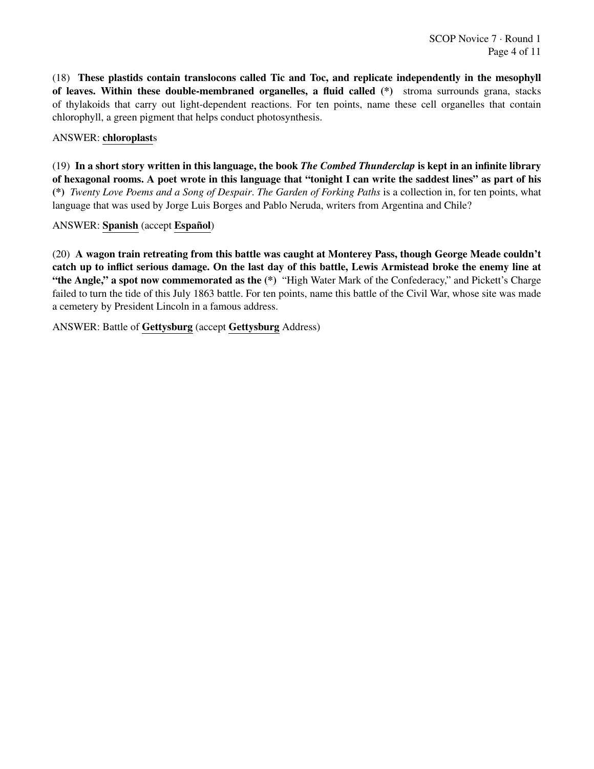(18) **These plastids contain translocons called Tic and Toc, and replicate independently in the mesophyll of leaves. Within these double-membraned organelles, a fluid called (*)** stroma surrounds grana, stacks of thylakoids that carry out light-dependent reactions. For ten points, name these cell organelles that contain chlorophyll, a green pigment that helps conduct photosynthesis.

ANSWER: **chloroplast**s

(19) **In a short story written in this language, the book *The Combed Thunderclap* is kept in an infinite library of hexagonal rooms. A poet wrote in this language that "tonight I can write the saddest lines" as part of his (*)** *Twenty Love Poems and a Song of Despair*. *The Garden of Forking Paths* is a collection in, for ten points, what language that was used by Jorge Luis Borges and Pablo Neruda, writers from Argentina and Chile?

ANSWER: **Spanish** (accept **Español**)

(20) **A wagon train retreating from this battle was caught at Monterey Pass, though George Meade couldn't catch up to inflict serious damage. On the last day of this battle, Lewis Armistead broke the enemy line at "the Angle," a spot now commemorated as the (*)** "High Water Mark of the Confederacy," and Pickett's Charge failed to turn the tide of this July 1863 battle. For ten points, name this battle of the Civil War, whose site was made a cemetery by President Lincoln in a famous address.

ANSWER: Battle of **Gettysburg** (accept **Gettysburg** Address)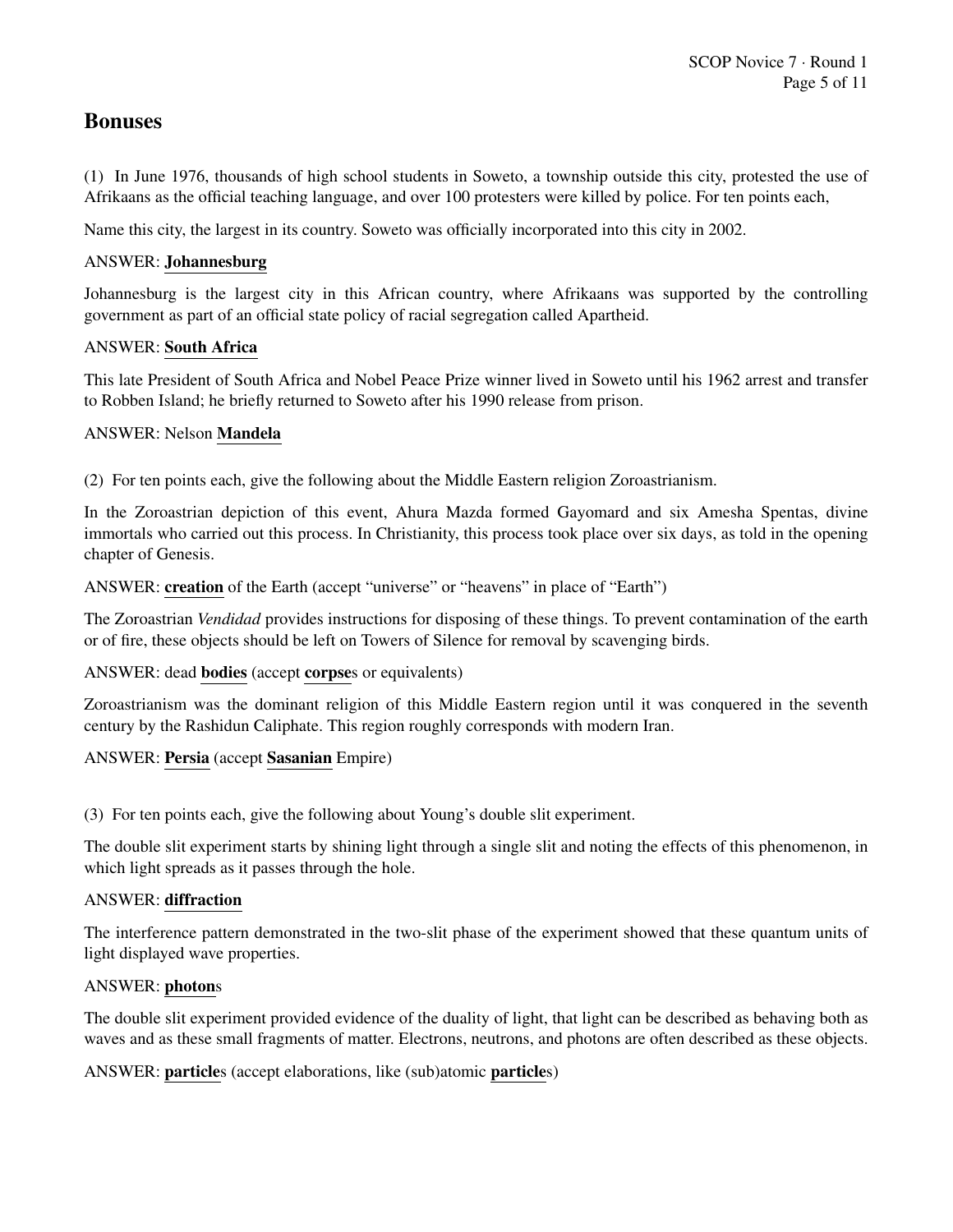## Bonuses

(1) In June 1976, thousands of high school students in Soweto, a township outside this city, protested the use of Afrikaans as the official teaching language, and over 100 protesters were killed by police. For ten points each,

Name this city, the largest in its country. Soweto was officially incorporated into this city in 2002.

ANSWER: **Johannesburg**

Johannesburg is the largest city in this African country, where Afrikaans was supported by the controlling government as part of an official state policy of racial segregation called Apartheid.

ANSWER: **South Africa**

This late President of South Africa and Nobel Peace Prize winner lived in Soweto until his 1962 arrest and transfer to Robben Island; he briefly returned to Soweto after his 1990 release from prison.

ANSWER: Nelson **Mandela**

(2) For ten points each, give the following about the Middle Eastern religion Zoroastrianism.

In the Zoroastrian depiction of this event, Ahura Mazda formed Gayomard and six Amesha Spentas, divine immortals who carried out this process. In Christianity, this process took place over six days, as told in the opening chapter of Genesis.

ANSWER: **creation** of the Earth (accept "universe" or "heavens" in place of "Earth")

The Zoroastrian *Vendidad* provides instructions for disposing of these things. To prevent contamination of the earth or of fire, these objects should be left on Towers of Silence for removal by scavenging birds.

ANSWER: dead **bodies** (accept **corpse**s or equivalents)

Zoroastrianism was the dominant religion of this Middle Eastern region until it was conquered in the seventh century by the Rashidun Caliphate. This region roughly corresponds with modern Iran.

ANSWER: **Persia** (accept **Sasanian** Empire)

(3) For ten points each, give the following about Young's double slit experiment.

The double slit experiment starts by shining light through a single slit and noting the effects of this phenomenon, in which light spreads as it passes through the hole.

ANSWER: **diffraction**

The interference pattern demonstrated in the two-slit phase of the experiment showed that these quantum units of light displayed wave properties.

ANSWER: **photon**s

The double slit experiment provided evidence of the duality of light, that light can be described as behaving both as waves and as these small fragments of matter. Electrons, neutrons, and photons are often described as these objects.

ANSWER: **particle**s (accept elaborations, like (sub)atomic **particle**s)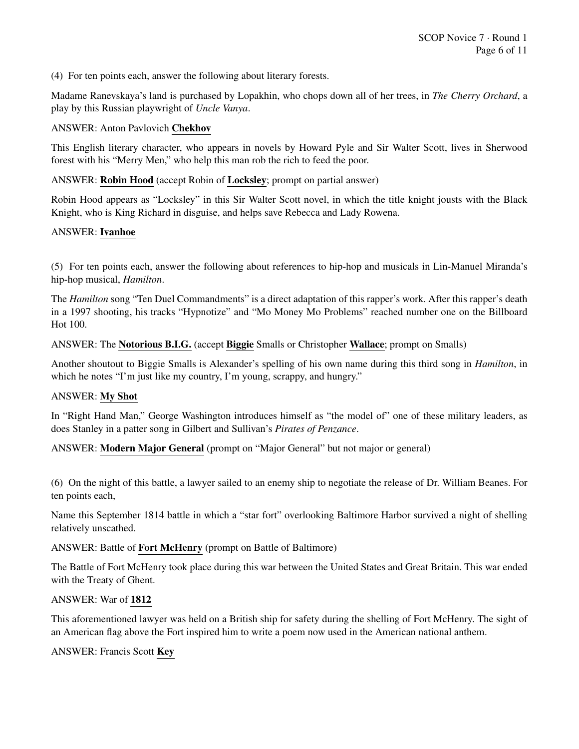(4) For ten points each, answer the following about literary forests.

Madame Ranevskaya's land is purchased by Lopakhin, who chops down all of her trees, in *The Cherry Orchard*, a play by this Russian playwright of *Uncle Vanya*.

ANSWER: Anton Pavlovich **Chekhov**

This English literary character, who appears in novels by Howard Pyle and Sir Walter Scott, lives in Sherwood forest with his "Merry Men," who help this man rob the rich to feed the poor.

ANSWER: **Robin Hood** (accept Robin of **Locksley**; prompt on partial answer)

Robin Hood appears as "Locksley" in this Sir Walter Scott novel, in which the title knight jousts with the Black Knight, who is King Richard in disguise, and helps save Rebecca and Lady Rowena.

ANSWER: **Ivanhoe**

(5) For ten points each, answer the following about references to hip-hop and musicals in Lin-Manuel Miranda's hip-hop musical, *Hamilton*.

The *Hamilton* song "Ten Duel Commandments" is a direct adaptation of this rapper's work. After this rapper's death in a 1997 shooting, his tracks "Hypnotize" and "Mo Money Mo Problems" reached number one on the Billboard Hot 100.

ANSWER: The **Notorious B.I.G.** (accept **Biggie** Smalls or Christopher **Wallace**; prompt on Smalls)

Another shoutout to Biggie Smalls is Alexander's spelling of his own name during this third song in *Hamilton*, in which he notes "I'm just like my country, I'm young, scrappy, and hungry."

ANSWER: **My Shot**

In "Right Hand Man," George Washington introduces himself as "the model of" one of these military leaders, as does Stanley in a patter song in Gilbert and Sullivan's *Pirates of Penzance*.

ANSWER: **Modern Major General** (prompt on "Major General" but not major or general)

(6) On the night of this battle, a lawyer sailed to an enemy ship to negotiate the release of Dr. William Beanes. For ten points each,

Name this September 1814 battle in which a "star fort" overlooking Baltimore Harbor survived a night of shelling relatively unscathed.

ANSWER: Battle of **Fort McHenry** (prompt on Battle of Baltimore)

The Battle of Fort McHenry took place during this war between the United States and Great Britain. This war ended with the Treaty of Ghent.

ANSWER: War of **1812**

This aforementioned lawyer was held on a British ship for safety during the shelling of Fort McHenry. The sight of an American flag above the Fort inspired him to write a poem now used in the American national anthem.

ANSWER: Francis Scott **Key**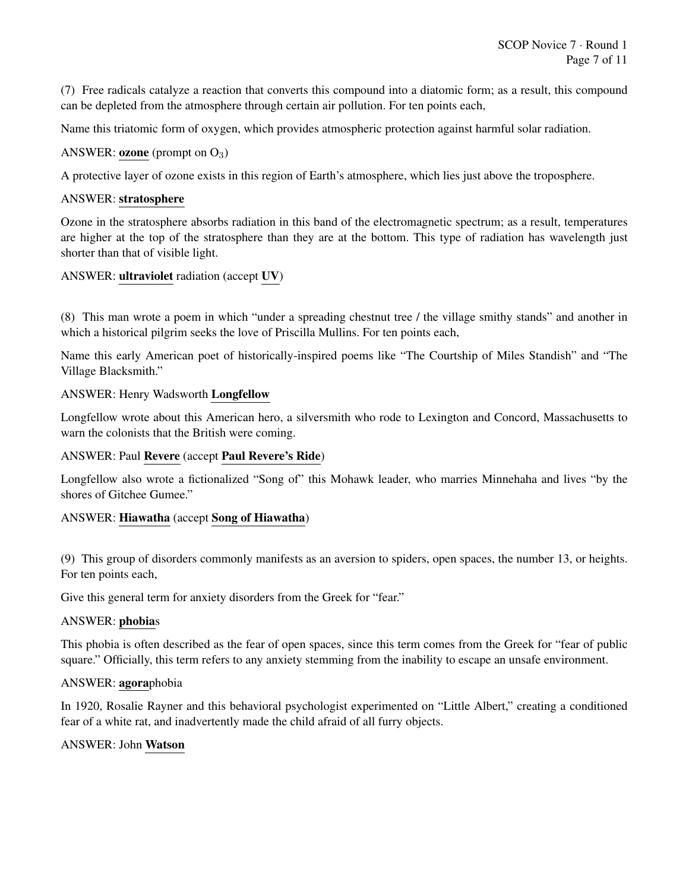(7) Free radicals catalyze a reaction that converts this compound into a diatomic form; as a result, this compound can be depleted from the atmosphere through certain air pollution. For ten points each,

Name this triatomic form of oxygen, which provides atmospheric protection against harmful solar radiation.

ANSWER: **ozone** (prompt on $O_3$)

A protective layer of ozone exists in this region of Earth's atmosphere, which lies just above the troposphere.

ANSWER: **stratosphere**

Ozone in the stratosphere absorbs radiation in this band of the electromagnetic spectrum; as a result, temperatures are higher at the top of the stratosphere than they are at the bottom. This type of radiation has wavelength just shorter than that of visible light.

ANSWER: **ultraviolet** radiation (accept **UV**)

(8) This man wrote a poem in which "under a spreading chestnut tree / the village smithy stands" and another in which a historical pilgrim seeks the love of Priscilla Mullins. For ten points each,

Name this early American poet of historically-inspired poems like "The Courtship of Miles Standish" and "The Village Blacksmith."

ANSWER: Henry Wadsworth **Longfellow**

Longfellow wrote about this American hero, a silversmith who rode to Lexington and Concord, Massachusetts to warn the colonists that the British were coming.

ANSWER: Paul **Revere** (accept **Paul Revere's Ride**)

Longfellow also wrote a fictionalized "Song of" this Mohawk leader, who marries Minnehaha and lives "by the shores of Gitchee Gumee."

ANSWER: **Hiawatha** (accept **Song of Hiawatha**)

(9) This group of disorders commonly manifests as an aversion to spiders, open spaces, the number 13, or heights. For ten points each,

Give this general term for anxiety disorders from the Greek for "fear."

ANSWER: **phobia**s

This phobia is often described as the fear of open spaces, since this term comes from the Greek for "fear of public square." Officially, this term refers to any anxiety stemming from the inability to escape an unsafe environment.

ANSWER: **agora**phobia

In 1920, Rosalie Rayner and this behavioral psychologist experimented on "Little Albert," creating a conditioned fear of a white rat, and inadvertently made the child afraid of all furry objects.

ANSWER: John **Watson**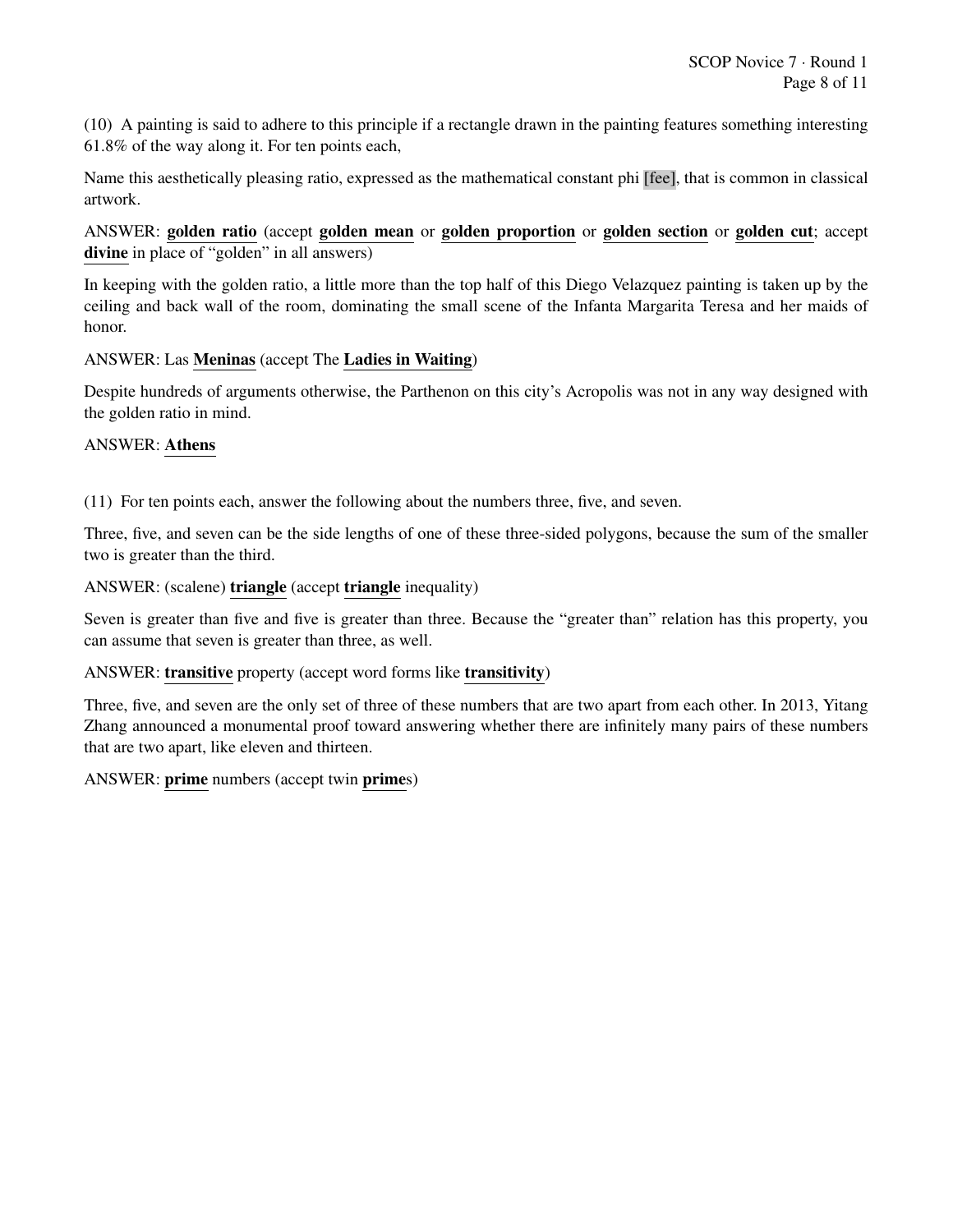(10) A painting is said to adhere to this principle if a rectangle drawn in the painting features something interesting 61.8% of the way along it. For ten points each,

Name this aesthetically pleasing ratio, expressed as the mathematical constant phi [fee], that is common in classical artwork.

ANSWER: **golden ratio** (accept **golden mean** or **golden proportion** or **golden section** or **golden cut**; accept **divine** in place of "golden" in all answers)

In keeping with the golden ratio, a little more than the top half of this Diego Velazquez painting is taken up by the ceiling and back wall of the room, dominating the small scene of the Infanta Margarita Teresa and her maids of honor.

ANSWER: Las **Meninas** (accept The **Ladies in Waiting**)

Despite hundreds of arguments otherwise, the Parthenon on this city's Acropolis was not in any way designed with the golden ratio in mind.

ANSWER: **Athens**

(11) For ten points each, answer the following about the numbers three, five, and seven.

Three, five, and seven can be the side lengths of one of these three-sided polygons, because the sum of the smaller two is greater than the third.

ANSWER: (scalene) **triangle** (accept **triangle** inequality)

Seven is greater than five and five is greater than three. Because the "greater than" relation has this property, you can assume that seven is greater than three, as well.

ANSWER: **transitive** property (accept word forms like **transitivity**)

Three, five, and seven are the only set of three of these numbers that are two apart from each other. In 2013, Yitang Zhang announced a monumental proof toward answering whether there are infinitely many pairs of these numbers that are two apart, like eleven and thirteen.

ANSWER: **prime** numbers (accept twin **prime**s)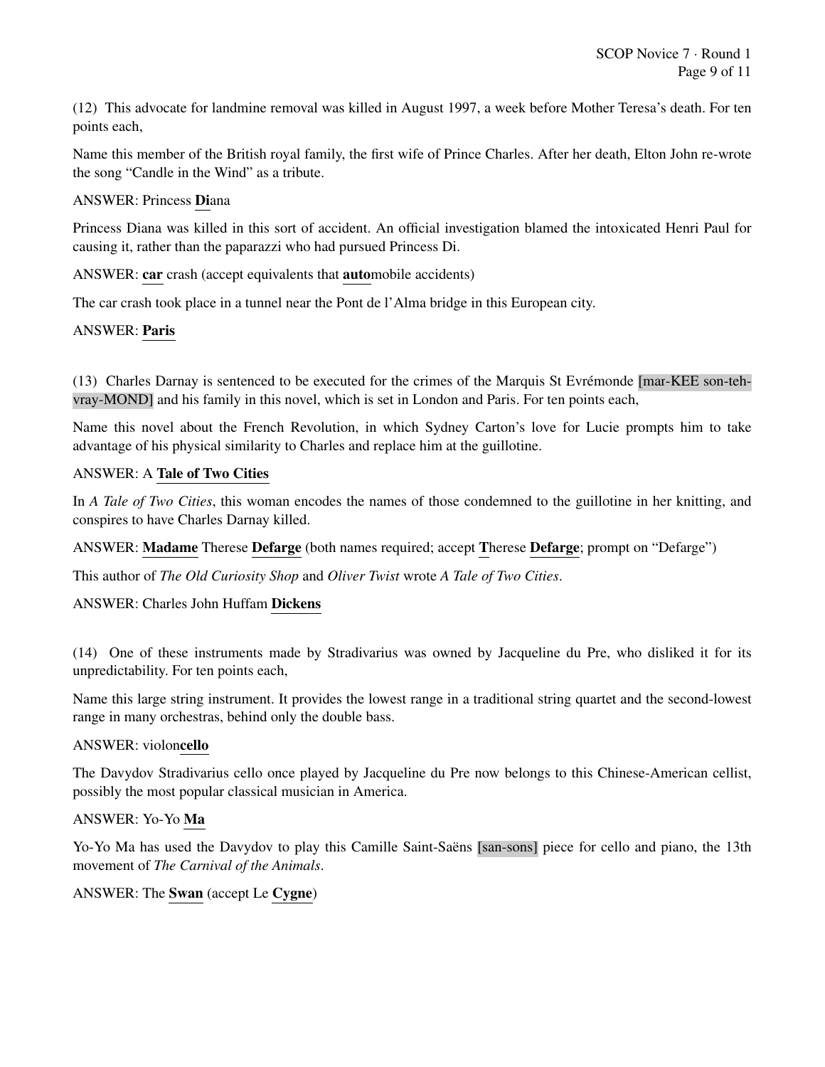(12) This advocate for landmine removal was killed in August 1997, a week before Mother Teresa's death. For ten points each,

Name this member of the British royal family, the first wife of Prince Charles. After her death, Elton John re-wrote the song "Candle in the Wind" as a tribute.

ANSWER: Princess **Di**ana

Princess Diana was killed in this sort of accident. An official investigation blamed the intoxicated Henri Paul for causing it, rather than the paparazzi who had pursued Princess Di.

ANSWER: **car** crash (accept equivalents that **auto**mobile accidents)

The car crash took place in a tunnel near the Pont de l'Alma bridge in this European city.

ANSWER: **Paris**

(13) Charles Darnay is sentenced to be executed for the crimes of the Marquis St Evrémonde [mar-KEE son-teh-vray-MOND] and his family in this novel, which is set in London and Paris. For ten points each,

Name this novel about the French Revolution, in which Sydney Carton's love for Lucie prompts him to take advantage of his physical similarity to Charles and replace him at the guillotine.

ANSWER: A **Tale of Two Cities**

In *A Tale of Two Cities*, this woman encodes the names of those condemned to the guillotine in her knitting, and conspires to have Charles Darnay killed.

ANSWER: **Madame** Therese **Defarge** (both names required; accept **T**herese **Defarge**; prompt on "Defarge")

This author of *The Old Curiosity Shop* and *Oliver Twist* wrote *A Tale of Two Cities*.

ANSWER: Charles John Huffam **Dickens**

(14) One of these instruments made by Stradivarius was owned by Jacqueline du Pre, who disliked it for its unpredictability. For ten points each,

Name this large string instrument. It provides the lowest range in a traditional string quartet and the second-lowest range in many orchestras, behind only the double bass.

ANSWER: violon**cello**

The Davydov Stradivarius cello once played by Jacqueline du Pre now belongs to this Chinese-American cellist, possibly the most popular classical musician in America.

ANSWER: Yo-Yo **Ma**

Yo-Yo Ma has used the Davydov to play this Camille Saint-Saëns [san-sons] piece for cello and piano, the 13th movement of *The Carnival of the Animals*.

ANSWER: The **Swan** (accept Le **Cygne**)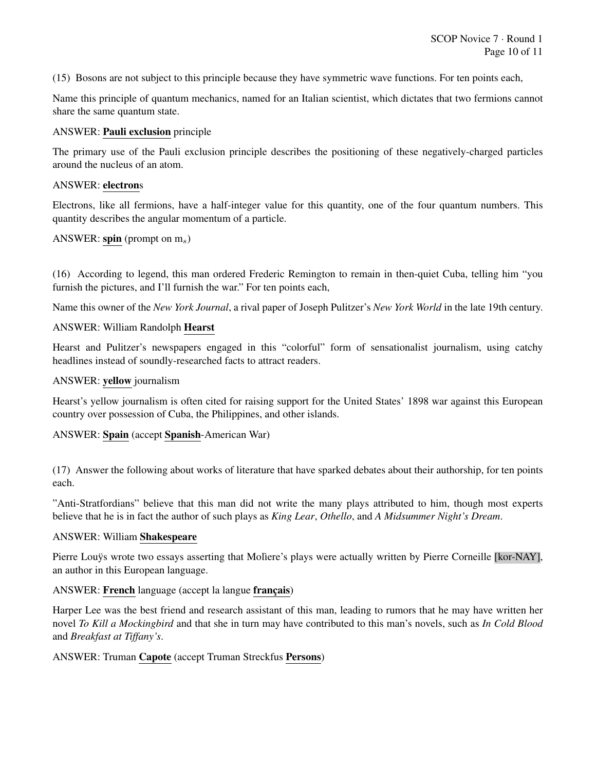(15) Bosons are not subject to this principle because they have symmetric wave functions. For ten points each,

Name this principle of quantum mechanics, named for an Italian scientist, which dictates that two fermions cannot share the same quantum state.

ANSWER: **Pauli exclusion** principle

The primary use of the Pauli exclusion principle describes the positioning of these negatively-charged particles around the nucleus of an atom.

ANSWER: **electron**s

Electrons, like all fermions, have a half-integer value for this quantity, one of the four quantum numbers. This quantity describes the angular momentum of a particle.

ANSWER: **spin** (prompt on $m_s$)

(16) According to legend, this man ordered Frederic Remington to remain in then-quiet Cuba, telling him "you furnish the pictures, and I'll furnish the war." For ten points each,

Name this owner of the *New York Journal*, a rival paper of Joseph Pulitzer's *New York World* in the late 19th century.

ANSWER: William Randolph **Hearst**

Hearst and Pulitzer's newspapers engaged in this "colorful" form of sensationalist journalism, using catchy headlines instead of soundly-researched facts to attract readers.

ANSWER: **yellow** journalism

Hearst's yellow journalism is often cited for raising support for the United States' 1898 war against this European country over possession of Cuba, the Philippines, and other islands.

ANSWER: **Spain** (accept **Spanish**-American War)

(17) Answer the following about works of literature that have sparked debates about their authorship, for ten points each.

"Anti-Stratfordians" believe that this man did not write the many plays attributed to him, though most experts believe that he is in fact the author of such plays as *King Lear*, *Othello*, and *A Midsummer Night's Dream*.

ANSWER: William **Shakespeare**

Pierre Louÿs wrote two essays asserting that Molìere's plays were actually written by Pierre Corneille [kor-NAY], an author in this European language.

ANSWER: **French** language (accept la langue **français**)

Harper Lee was the best friend and research assistant of this man, leading to rumors that he may have written her novel *To Kill a Mockingbird* and that she in turn may have contributed to this man's novels, such as *In Cold Blood* and *Breakfast at Tiffany's*.

ANSWER: Truman **Capote** (accept Truman Streckfus **Persons**)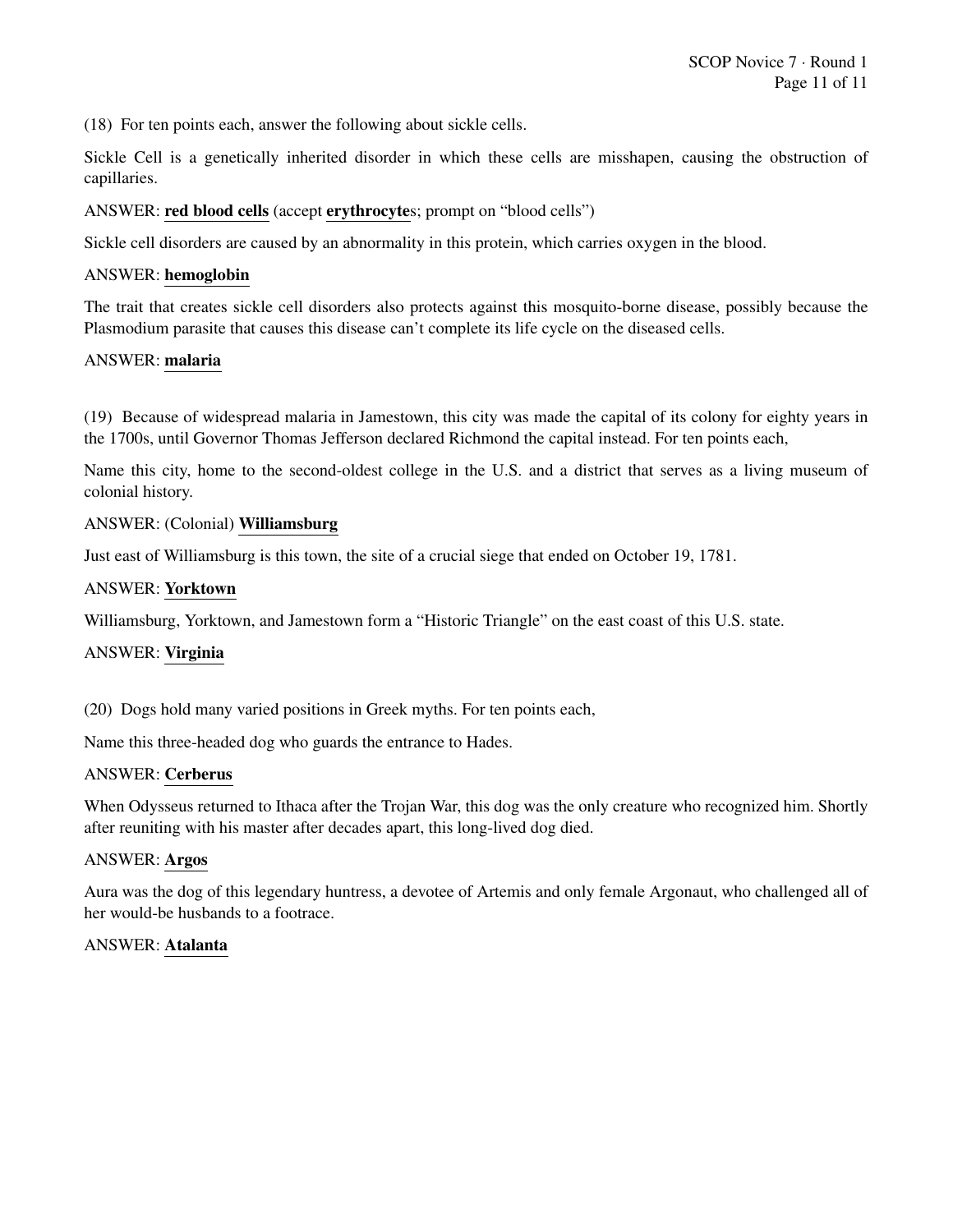(18) For ten points each, answer the following about sickle cells.

Sickle Cell is a genetically inherited disorder in which these cells are misshapen, causing the obstruction of capillaries.

ANSWER: **red blood cells** (accept **erythrocyte**s; prompt on "blood cells")

Sickle cell disorders are caused by an abnormality in this protein, which carries oxygen in the blood.

ANSWER: **hemoglobin**

The trait that creates sickle cell disorders also protects against this mosquito-borne disease, possibly because the Plasmodium parasite that causes this disease can't complete its life cycle on the diseased cells.

ANSWER: **malaria**

(19) Because of widespread malaria in Jamestown, this city was made the capital of its colony for eighty years in the 1700s, until Governor Thomas Jefferson declared Richmond the capital instead. For ten points each,

Name this city, home to the second-oldest college in the U.S. and a district that serves as a living museum of colonial history.

ANSWER: (Colonial) **Williamsburg**

Just east of Williamsburg is this town, the site of a crucial siege that ended on October 19, 1781.

ANSWER: **Yorktown**

Williamsburg, Yorktown, and Jamestown form a "Historic Triangle" on the east coast of this U.S. state.

ANSWER: **Virginia**

(20) Dogs hold many varied positions in Greek myths. For ten points each,

Name this three-headed dog who guards the entrance to Hades.

ANSWER: **Cerberus**

When Odysseus returned to Ithaca after the Trojan War, this dog was the only creature who recognized him. Shortly after reuniting with his master after decades apart, this long-lived dog died.

ANSWER: **Argos**

Aura was the dog of this legendary huntress, a devotee of Artemis and only female Argonaut, who challenged all of her would-be husbands to a footrace.

ANSWER: **Atalanta**